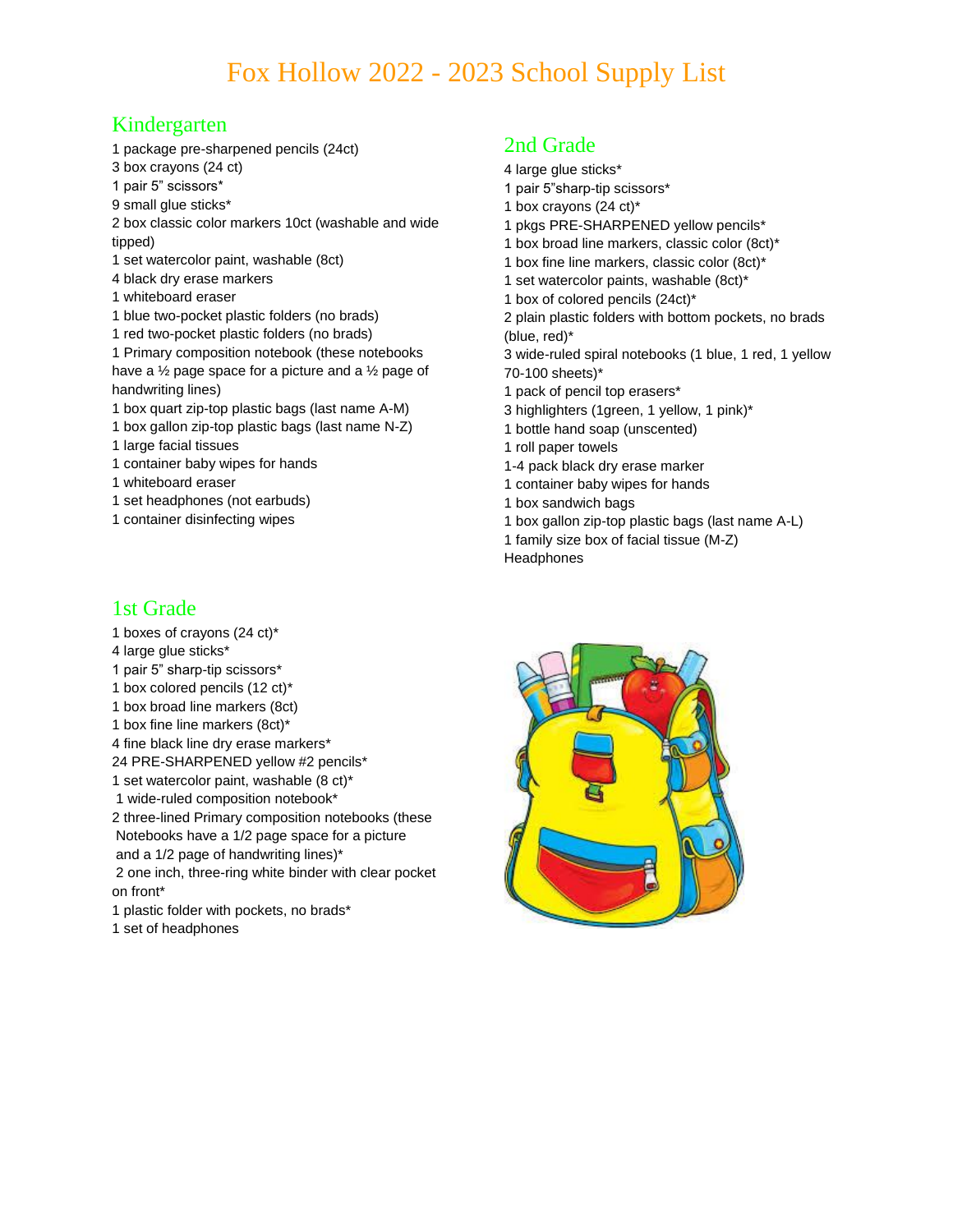# Fox Hollow 2022 - 2023 School Supply List

## Kindergarten

1 package pre-sharpened pencils (24ct)
3 box crayons (24 ct)
1 pair 5" scissors*
9 small glue sticks*
2 box classic color markers 10ct (washable and wide tipped)
1 set watercolor paint, washable (8ct)
4 black dry erase markers
1 whiteboard eraser
1 blue two-pocket plastic folders (no brads)
1 red two-pocket plastic folders (no brads)
1 Primary composition notebook (these notebooks have a ½ page space for a picture and a ½ page of handwriting lines)
1 box quart zip-top plastic bags (last name A-M)
1 box gallon zip-top plastic bags (last name N-Z)
1 large facial tissues
1 container baby wipes for hands
1 whiteboard eraser
1 set headphones (not earbuds)
1 container disinfecting wipes

## 1st Grade

1 boxes of crayons (24 ct)*
4 large glue sticks*
1 pair 5" sharp-tip scissors*
1 box colored pencils (12 ct)*
1 box broad line markers (8ct)
1 box fine line markers (8ct)*
4 fine black line dry erase markers*
24 PRE-SHARPENED yellow #2 pencils*
1 set watercolor paint, washable (8 ct)*
1 wide-ruled composition notebook*
2 three-lined Primary composition notebooks (these Notebooks have a 1/2 page space for a picture and a 1/2 page of handwriting lines)*
2 one inch, three-ring white binder with clear pocket on front*
1 plastic folder with pockets, no brads*
1 set of headphones

## 2nd Grade

4 large glue sticks*
1 pair 5"sharp-tip scissors*
1 box crayons (24 ct)*
1 pkgs PRE-SHARPENED yellow pencils*
1 box broad line markers, classic color (8ct)*
1 box fine line markers, classic color (8ct)*
1 set watercolor paints, washable (8ct)*
1 box of colored pencils (24ct)*
2 plain plastic folders with bottom pockets, no brads (blue, red)*
3 wide-ruled spiral notebooks (1 blue, 1 red, 1 yellow 70-100 sheets)*
1 pack of pencil top erasers*
3 highlighters (1green, 1 yellow, 1 pink)*
1 bottle hand soap (unscented)
1 roll paper towels
1-4 pack black dry erase marker
1 container baby wipes for hands
1 box sandwich bags
1 box gallon zip-top plastic bags (last name A-L)
1 family size box of facial tissue (M-Z)
Headphones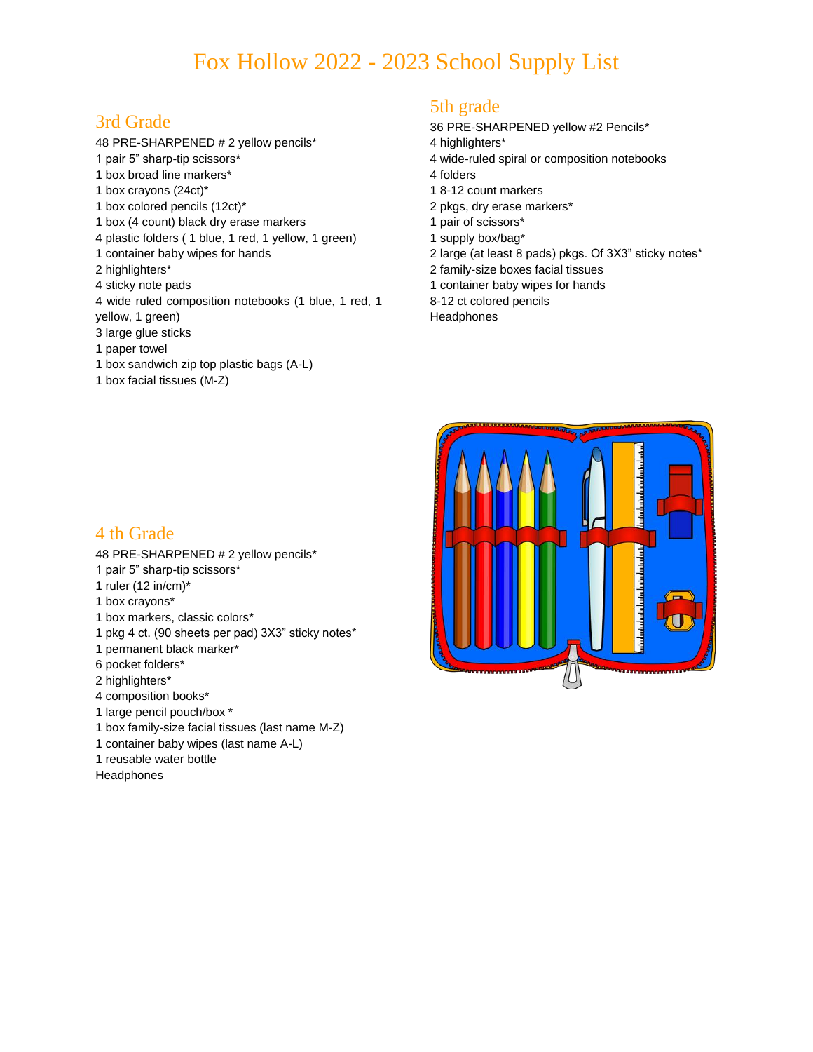# Fox Hollow 2022 - 2023 School Supply List

## 3rd Grade

48 PRE-SHARPENED # 2 yellow pencils*
1 pair 5" sharp-tip scissors*
1 box broad line markers*
1 box crayons (24ct)*
1 box colored pencils (12ct)*
1 box (4 count) black dry erase markers
4 plastic folders ( 1 blue, 1 red, 1 yellow, 1 green)
1 container baby wipes for hands
2 highlighters*
4 sticky note pads
4 wide ruled composition notebooks (1 blue, 1 red, 1 yellow, 1 green)
3 large glue sticks
1 paper towel
1 box sandwich zip top plastic bags (A-L)
1 box facial tissues (M-Z)

## 4 th Grade

48 PRE-SHARPENED # 2 yellow pencils*
1 pair 5" sharp-tip scissors*
1 ruler (12 in/cm)*
1 box crayons*
1 box markers, classic colors*
1 pkg 4 ct. (90 sheets per pad) 3X3" sticky notes*
1 permanent black marker*
6 pocket folders*
2 highlighters*
4 composition books*
1 large pencil pouch/box *
1 box family-size facial tissues (last name M-Z)
1 container baby wipes (last name A-L)
1 reusable water bottle
Headphones

## 5th grade

36 PRE-SHARPENED yellow #2 Pencils*
4 highlighters*
4 wide-ruled spiral or composition notebooks
4 folders
1 8-12 count markers
2 pkgs, dry erase markers*
1 pair of scissors*
1 supply box/bag*
2 large (at least 8 pads) pkgs. Of 3X3" sticky notes*
2 family-size boxes facial tissues
1 container baby wipes for hands
8-12 ct colored pencils
Headphones